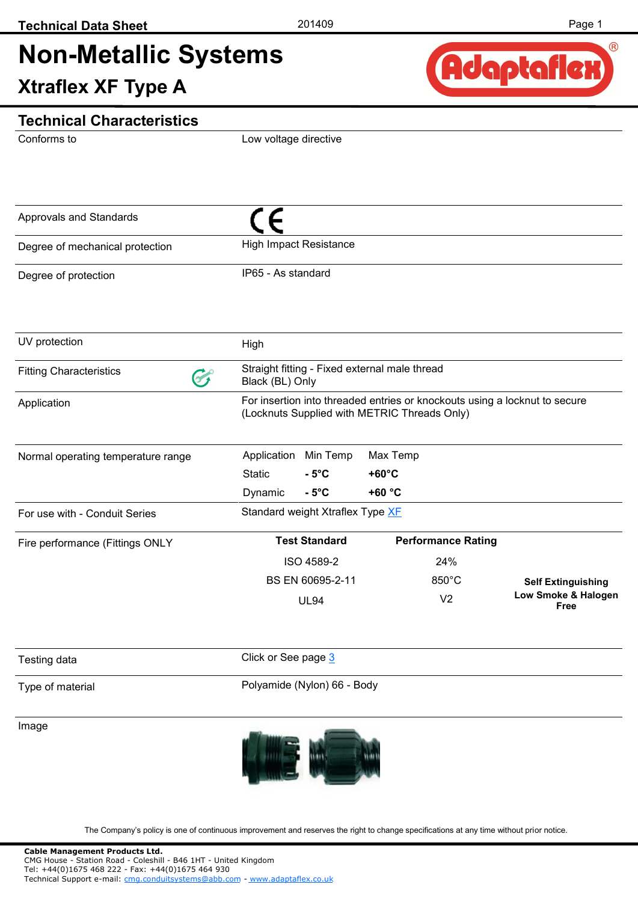# Non-Metallic Systems

## Xtraflex XF Type A

## Technical Characteristics

| | |
|---|---|
| Conforms to | Low voltage directive |
| Approvals and Standards | CE |
| Degree of mechanical protection | High Impact Resistance |
| Degree of protection | IP65 - As standard |
| UV protection | High |
| Fitting Characteristics | Straight fitting - Fixed external male thread<br>Black (BL) Only |
| Application | For insertion into threaded entries or knockouts using a locknut to secure (Locknuts Supplied with METRIC Threads Only) |

**Normal operating temperature range**

| Application | Min Temp | Max Temp |
|---|---|---|
| Static | **- 5°C** | **+60°C** |
| Dynamic | **- 5°C** | **+60 °C** |

For use with - Conduit Series: Standard weight Xtraflex Type XF

**Fire performance (Fittings ONLY**

| Test Standard | Performance Rating | |
|---|---|---|
| ISO 4589-2 | 24% | |
| BS EN 60695-2-11 | 850°C | **Self Extinguishing** |
| UL94 | V2 | **Low Smoke & Halogen Free** |

| | |
|---|---|
| Testing data | Click or See page 3 |
| Type of material | Polyamide (Nylon) 66 - Body |

Image

The Company's policy is one of continuous improvement and reserves the right to change specifications at any time without prior notice.

**Cable Management Products Ltd.**
CMG House - Station Road - Coleshill - B46 1HT - United Kingdom
Tel: +44(0)1675 468 222 - Fax: +44(0)1675 464 930
Technical Support e-mail: cmg.conduitsystems@abb.com - www.adaptaflex.co.uk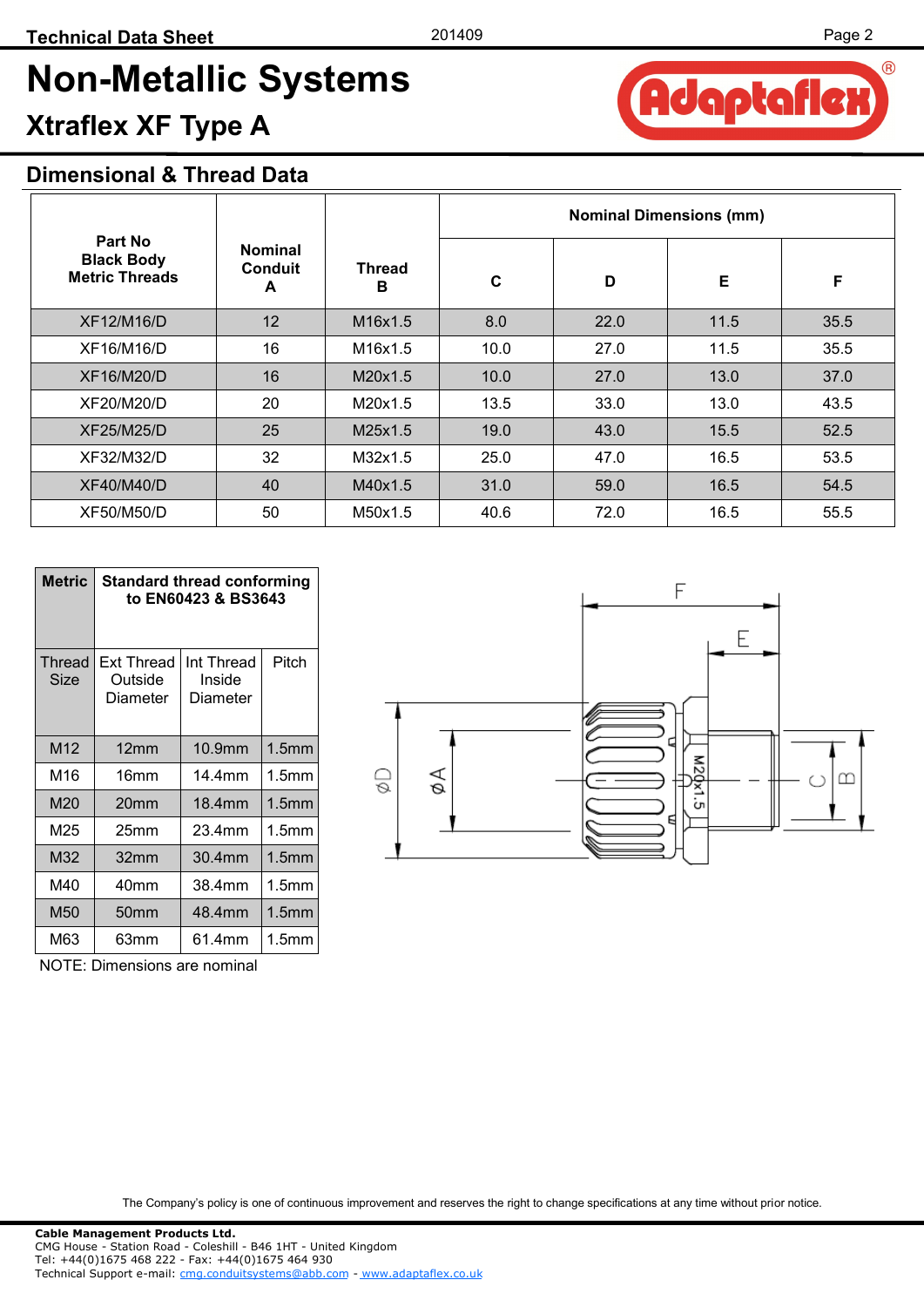## Non-Metallic Systems

### Xtraflex XF Type A

### Dimensional & Thread Data

| Part No Black Body Metric Threads | Nominal Conduit A | Thread B | Nominal Dimensions (mm) | | | |
|---|---|---|---|---|---|---|
| | | | C | D | E | F |
| XF12/M16/D | 12 | M16x1.5 | 8.0 | 22.0 | 11.5 | 35.5 |
| XF16/M16/D | 16 | M16x1.5 | 10.0 | 27.0 | 11.5 | 35.5 |
| XF16/M20/D | 16 | M20x1.5 | 10.0 | 27.0 | 13.0 | 37.0 |
| XF20/M20/D | 20 | M20x1.5 | 13.5 | 33.0 | 13.0 | 43.5 |
| XF25/M25/D | 25 | M25x1.5 | 19.0 | 43.0 | 15.5 | 52.5 |
| XF32/M32/D | 32 | M32x1.5 | 25.0 | 47.0 | 16.5 | 53.5 |
| XF40/M40/D | 40 | M40x1.5 | 31.0 | 59.0 | 16.5 | 54.5 |
| XF50/M50/D | 50 | M50x1.5 | 40.6 | 72.0 | 16.5 | 55.5 |

| Metric | Standard thread conforming to EN60423 & BS3643 | | |
|---|---|---|---|
| Thread Size | Ext Thread Outside Diameter | Int Thread Inside Diameter | Pitch |
| M12 | 12mm | 10.9mm | 1.5mm |
| M16 | 16mm | 14.4mm | 1.5mm |
| M20 | 20mm | 18.4mm | 1.5mm |
| M25 | 25mm | 23.4mm | 1.5mm |
| M32 | 32mm | 30.4mm | 1.5mm |
| M40 | 40mm | 38.4mm | 1.5mm |
| M50 | 50mm | 48.4mm | 1.5mm |
| M63 | 63mm | 61.4mm | 1.5mm |

NOTE: Dimensions are nominal

The Company's policy is one of continuous improvement and reserves the right to change specifications at any time without prior notice.

**Cable Management Products Ltd.**
CMG House - Station Road - Coleshill - B46 1HT - United Kingdom
Tel: +44(0)1675 468 222 - Fax: +44(0)1675 464 930
Technical Support e-mail: cmg.conduitsystems@abb.com - www.adaptaflex.co.uk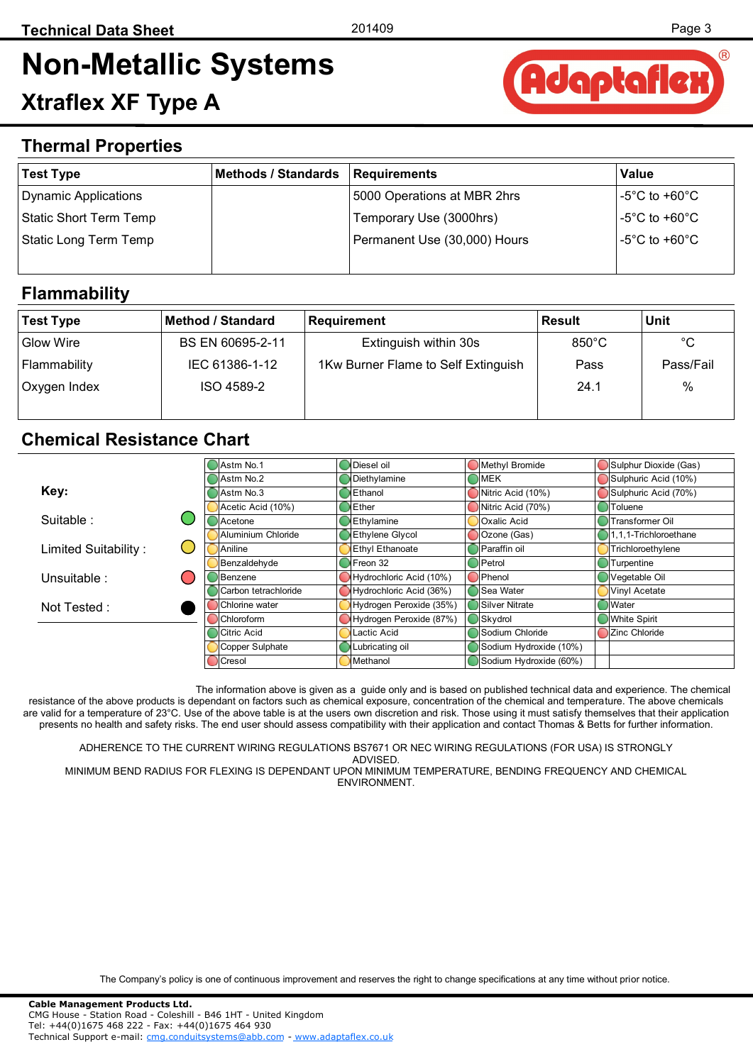# Non-Metallic Systems

## Xtraflex XF Type A

## Thermal Properties

| Test Type | Methods / Standards | Requirements | Value |
|---|---|---|---|
| Dynamic Applications | | 5000 Operations at MBR 2hrs | -5°C to +60°C |
| Static Short Term Temp | | Temporary Use (3000hrs) | -5°C to +60°C |
| Static Long Term Temp | | Permanent Use (30,000) Hours | -5°C to +60°C |

## Flammability

| Test Type | Method / Standard | Requirement | Result | Unit |
|---|---|---|---|---|
| Glow Wire | BS EN 60695-2-11 | Extinguish within 30s | 850°C | °C |
| Flammability | IEC 61386-1-12 | 1Kw Burner Flame to Self Extinguish | Pass | Pass/Fail |
| Oxygen Index | ISO 4589-2 | | 24.1 | % |

## Chemical Resistance Chart

**Key:**

- Suitable : (green)
- Limited Suitability : (yellow)
- Unsuitable : (red)
- Not Tested : (black)

| Chemical | Rating | Chemical | Rating | Chemical | Rating | Chemical | Rating |
|---|---|---|---|---|---|---|---|
| Astm No.1 | Suitable | Diesel oil | Suitable | Methyl Bromide | Unsuitable | Sulphur Dioxide (Gas) | Unsuitable |
| Astm No.2 | Suitable | Diethylamine | Suitable | MEK | Suitable | Sulphuric Acid (10%) | Unsuitable |
| Astm No.3 | Suitable | Ethanol | Suitable | Nitric Acid (10%) | Unsuitable | Sulphuric Acid (70%) | Unsuitable |
| Acetic Acid (10%) | Limited Suitability | Ether | Suitable | Nitric Acid (70%) | Unsuitable | Toluene | Suitable |
| Acetone | Suitable | Ethylamine | Suitable | Oxalic Acid | Limited Suitability | Transformer Oil | Suitable |
| Aluminium Chloride | Limited Suitability | Ethylene Glycol | Suitable | Ozone (Gas) | Unsuitable | 1,1,1-Trichloroethane | Suitable |
| Aniline | Limited Suitability | Ethyl Ethanoate | Limited Suitability | Paraffin oil | Suitable | Trichloroethylene | Limited Suitability |
| Benzaldehyde | Limited Suitability | Freon 32 | Suitable | Petrol | Suitable | Turpentine | Suitable |
| Benzene | Suitable | Hydrochloric Acid (10%) | Unsuitable | Phenol | Unsuitable | Vegetable Oil | Suitable |
| Carbon tetrachloride | Suitable | Hydrochloric Acid (36%) | Unsuitable | Sea Water | Suitable | Vinyl Acetate | Limited Suitability |
| Chlorine water | Unsuitable | Hydrogen Peroxide (35%) | Limited Suitability | Silver Nitrate | Suitable | Water | Suitable |
| Chloroform | Unsuitable | Hydrogen Peroxide (87%) | Unsuitable | Skydrol | Suitable | White Spirit | Suitable |
| Citric Acid | Suitable | Lactic Acid | Limited Suitability | Sodium Chloride | Suitable | Zinc Chloride | Unsuitable |
| Copper Sulphate | Limited Suitability | Lubricating oil | Suitable | Sodium Hydroxide (10%) | Suitable | | |
| Cresol | Unsuitable | Methanol | Limited Suitability | Sodium Hydroxide (60%) | Suitable | | |

The information above is given as a guide only and is based on published technical data and experience. The chemical resistance of the above products is dependant on factors such as chemical exposure, concentration of the chemical and temperature. The above chemicals are valid for a temperature of 23°C. Use of the above table is at the users own discretion and risk. Those using it must satisfy themselves that their application presents no health and safety risks. The end user should assess compatibility with their application and contact Thomas & Betts for further information.

ADHERENCE TO THE CURRENT WIRING REGULATIONS BS7671 OR NEC WIRING REGULATIONS (FOR USA) IS STRONGLY ADVISED.
MINIMUM BEND RADIUS FOR FLEXING IS DEPENDANT UPON MINIMUM TEMPERATURE, BENDING FREQUENCY AND CHEMICAL ENVIRONMENT.

The Company's policy is one of continuous improvement and reserves the right to change specifications at any time without prior notice.

**Cable Management Products Ltd.**
CMG House - Station Road - Coleshill - B46 1HT - United Kingdom
Tel: +44(0)1675 468 222 - Fax: +44(0)1675 464 930
Technical Support e-mail: cmg.conduitsystems@abb.com - www.adaptaflex.co.uk